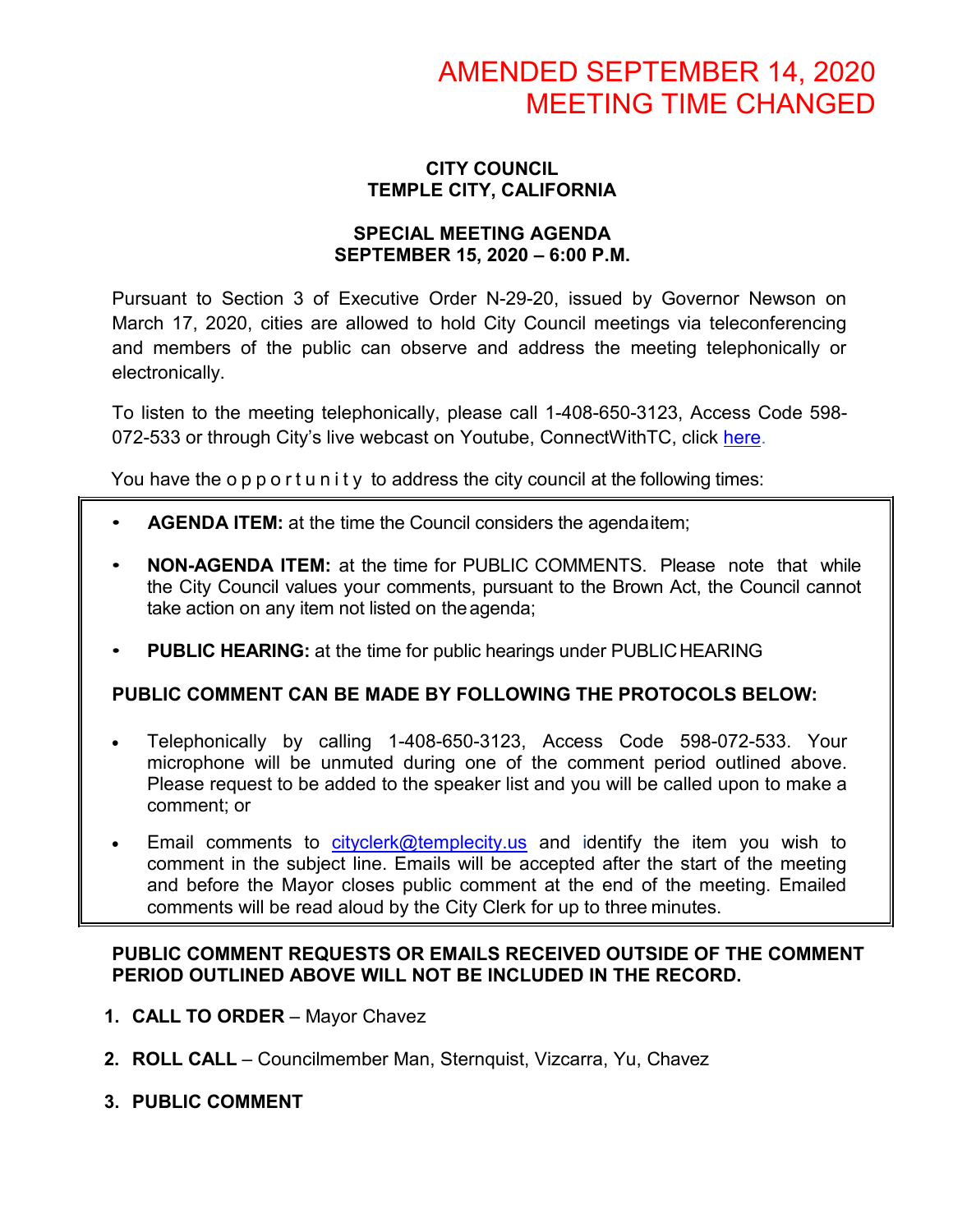AMENDED SEPTEMBER 14, 2020
MEETING TIME CHANGED

**CITY COUNCIL**
**TEMPLE CITY, CALIFORNIA**

**SPECIAL MEETING AGENDA**
**SEPTEMBER 15, 2020 – 6:00 P.M.**

Pursuant to Section 3 of Executive Order N-29-20, issued by Governor Newson on March 17, 2020, cities are allowed to hold City Council meetings via teleconferencing and members of the public can observe and address the meeting telephonically or electronically.

To listen to the meeting telephonically, please call 1-408-650-3123, Access Code 598-072-533 or through City's live webcast on Youtube, ConnectWithTC, click here.

You have the opportunity to address the city council at the following times:

- **AGENDA ITEM:** at the time the Council considers the agenda item;
- **NON-AGENDA ITEM:** at the time for PUBLIC COMMENTS. Please note that while the City Council values your comments, pursuant to the Brown Act, the Council cannot take action on any item not listed on the agenda;
- **PUBLIC HEARING:** at the time for public hearings under PUBLIC HEARING

**PUBLIC COMMENT CAN BE MADE BY FOLLOWING THE PROTOCOLS BELOW:**

- Telephonically by calling 1-408-650-3123, Access Code 598-072-533. Your microphone will be unmuted during one of the comment period outlined above. Please request to be added to the speaker list and you will be called upon to make a comment; or
- Email comments to cityclerk@templecity.us and identify the item you wish to comment in the subject line. Emails will be accepted after the start of the meeting and before the Mayor closes public comment at the end of the meeting. Emailed comments will be read aloud by the City Clerk for up to three minutes.

**PUBLIC COMMENT REQUESTS OR EMAILS RECEIVED OUTSIDE OF THE COMMENT PERIOD OUTLINED ABOVE WILL NOT BE INCLUDED IN THE RECORD.**

1. **CALL TO ORDER** – Mayor Chavez
2. **ROLL CALL** – Councilmember Man, Sternquist, Vizcarra, Yu, Chavez
3. **PUBLIC COMMENT**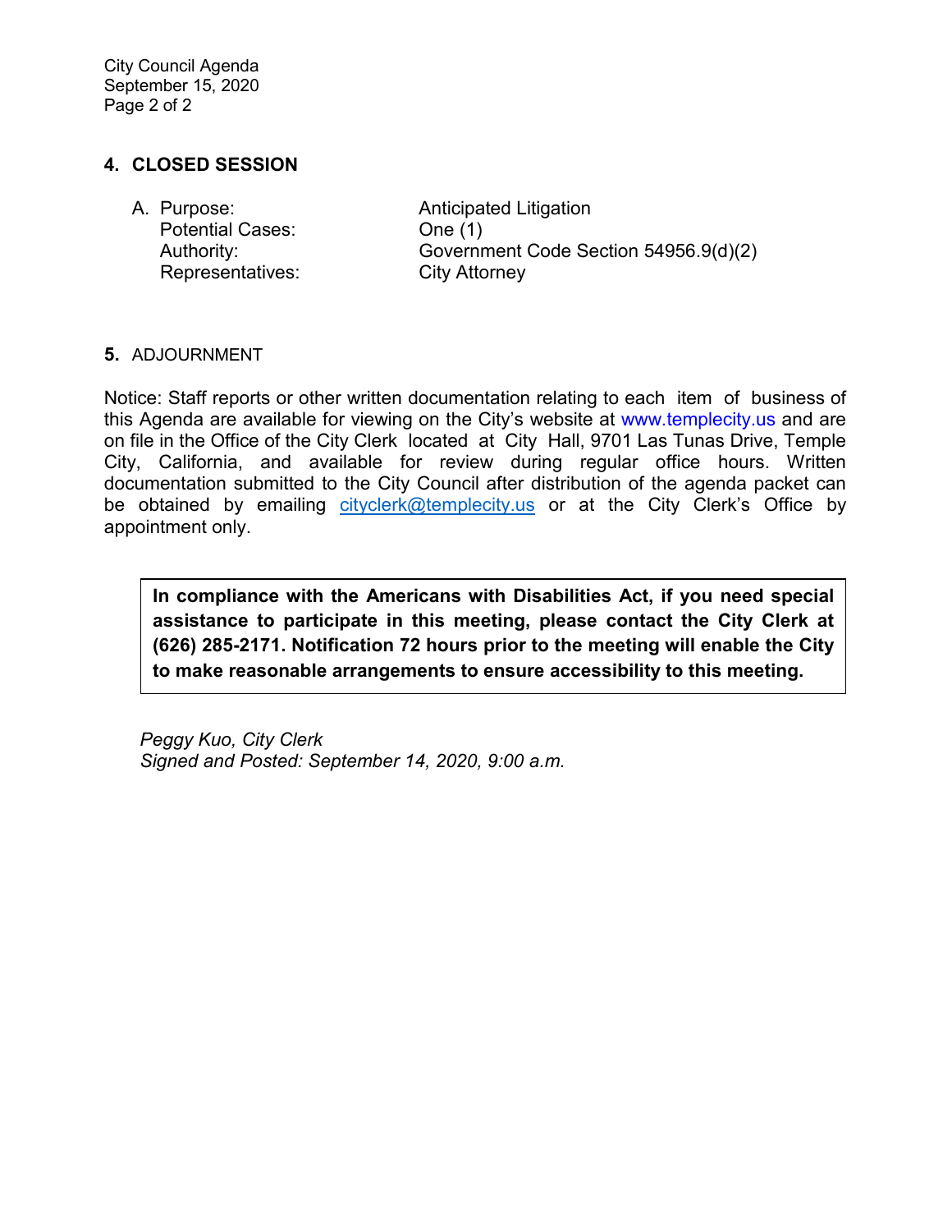## 4. CLOSED SESSION

A. Purpose: Anticipated Litigation
Potential Cases: One (1)
Authority: Government Code Section 54956.9(d)(2)
Representatives: City Attorney

## 5. ADJOURNMENT

Notice: Staff reports or other written documentation relating to each item of business of this Agenda are available for viewing on the City's website at www.templecity.us and are on file in the Office of the City Clerk located at City Hall, 9701 Las Tunas Drive, Temple City, California, and available for review during regular office hours. Written documentation submitted to the City Council after distribution of the agenda packet can be obtained by emailing cityclerk@templecity.us or at the City Clerk's Office by appointment only.

**In compliance with the Americans with Disabilities Act, if you need special assistance to participate in this meeting, please contact the City Clerk at (626) 285-2171. Notification 72 hours prior to the meeting will enable the City to make reasonable arrangements to ensure accessibility to this meeting.**

*Peggy Kuo, City Clerk*
*Signed and Posted: September 14, 2020, 9:00 a.m.*